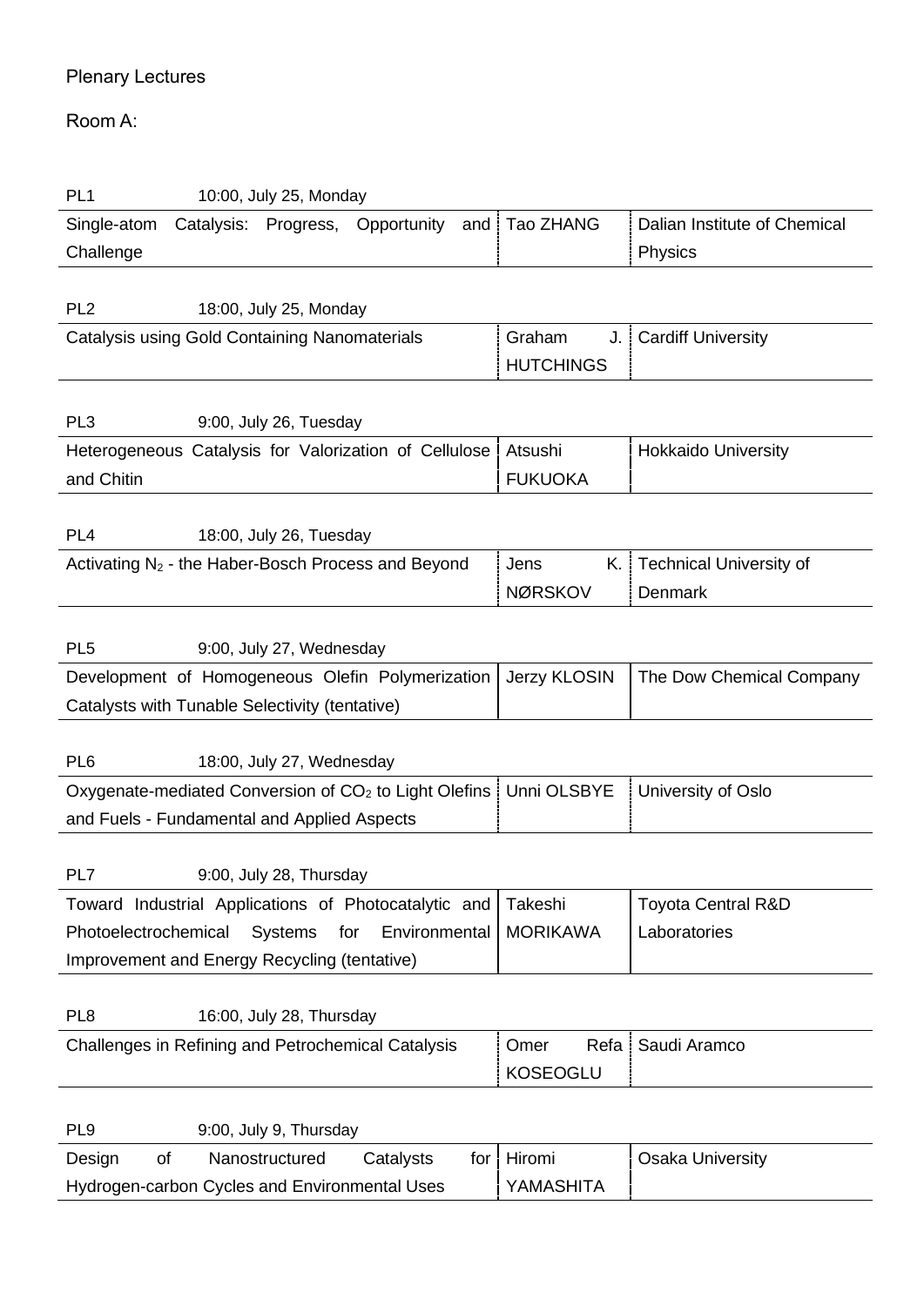Plenary Lectures

Room A:

PL1 10:00, July 25, Monday

| | | |
|---|---|---|
| Single-atom Catalysis: Progress, Opportunity and Challenge | Tao ZHANG | Dalian Institute of Chemical Physics |

PL2 18:00, July 25, Monday

| | | |
|---|---|---|
| Catalysis using Gold Containing Nanomaterials | Graham J. HUTCHINGS | Cardiff University |

PL3 9:00, July 26, Tuesday

| | | |
|---|---|---|
| Heterogeneous Catalysis for Valorization of Cellulose and Chitin | Atsushi FUKUOKA | Hokkaido University |

PL4 18:00, July 26, Tuesday

| | | |
|---|---|---|
| Activating $N_2$ - the Haber-Bosch Process and Beyond | Jens K. NØRSKOV | Technical University of Denmark |

PL5 9:00, July 27, Wednesday

| | | |
|---|---|---|
| Development of Homogeneous Olefin Polymerization Catalysts with Tunable Selectivity (tentative) | Jerzy KLOSIN | The Dow Chemical Company |

PL6 18:00, July 27, Wednesday

| | | |
|---|---|---|
| Oxygenate-mediated Conversion of $CO_2$ to Light Olefins and Fuels - Fundamental and Applied Aspects | Unni OLSBYE | University of Oslo |

PL7 9:00, July 28, Thursday

| | | |
|---|---|---|
| Toward Industrial Applications of Photocatalytic and Photoelectrochemical Systems for Environmental Improvement and Energy Recycling (tentative) | Takeshi MORIKAWA | Toyota Central R&D Laboratories |

PL8 16:00, July 28, Thursday

| | | |
|---|---|---|
| Challenges in Refining and Petrochemical Catalysis | Omer Refa KOSEOGLU | Saudi Aramco |

PL9 9:00, July 9, Thursday

| | | |
|---|---|---|
| Design of Nanostructured Catalysts for Hydrogen-carbon Cycles and Environmental Uses | Hiromi YAMASHITA | Osaka University |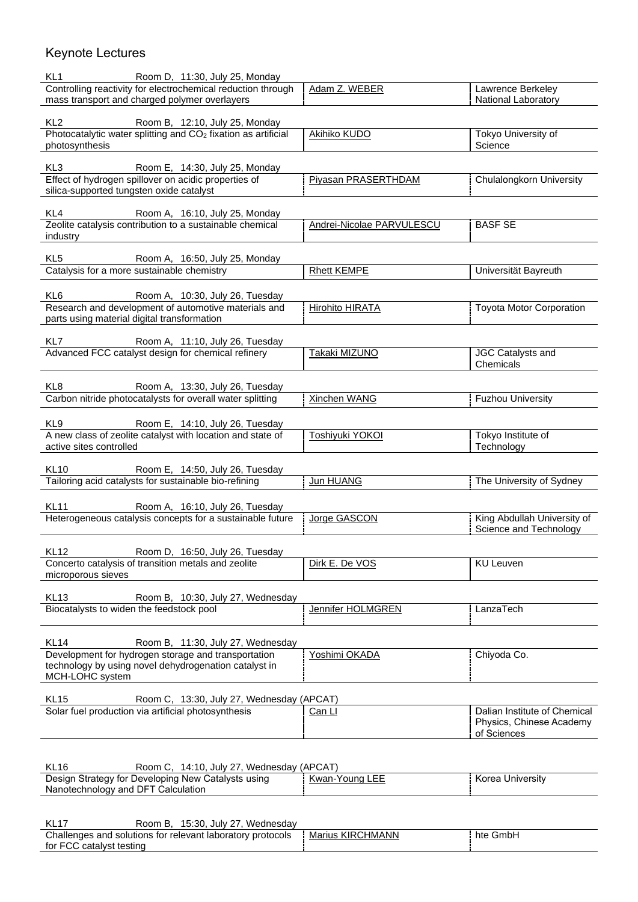# Keynote Lectures

**KL1** Room D, 11:30, July 25, Monday

| Title | Speaker | Affiliation |
|---|---|---|
| Controlling reactivity for electrochemical reduction through mass transport and charged polymer overlayers | Adam Z. WEBER | Lawrence Berkeley National Laboratory |

**KL2** Room B, 12:10, July 25, Monday

| Title | Speaker | Affiliation |
|---|---|---|
| Photocatalytic water splitting and $CO_2$ fixation as artificial photosynthesis | Akihiko KUDO | Tokyo University of Science |

**KL3** Room E, 14:30, July 25, Monday

| Title | Speaker | Affiliation |
|---|---|---|
| Effect of hydrogen spillover on acidic properties of silica-supported tungsten oxide catalyst | Piyasan PRASERTHDAM | Chulalongkorn University |

**KL4** Room A, 16:10, July 25, Monday

| Title | Speaker | Affiliation |
|---|---|---|
| Zeolite catalysis contribution to a sustainable chemical industry | Andrei-Nicolae PARVULESCU | BASF SE |

**KL5** Room A, 16:50, July 25, Monday

| Title | Speaker | Affiliation |
|---|---|---|
| Catalysis for a more sustainable chemistry | Rhett KEMPE | Universität Bayreuth |

**KL6** Room A, 10:30, July 26, Tuesday

| Title | Speaker | Affiliation |
|---|---|---|
| Research and development of automotive materials and parts using material digital transformation | Hirohito HIRATA | Toyota Motor Corporation |

**KL7** Room A, 11:10, July 26, Tuesday

| Title | Speaker | Affiliation |
|---|---|---|
| Advanced FCC catalyst design for chemical refinery | Takaki MIZUNO | JGC Catalysts and Chemicals |

**KL8** Room A, 13:30, July 26, Tuesday

| Title | Speaker | Affiliation |
|---|---|---|
| Carbon nitride photocatalysts for overall water splitting | Xinchen WANG | Fuzhou University |

**KL9** Room E, 14:10, July 26, Tuesday

| Title | Speaker | Affiliation |
|---|---|---|
| A new class of zeolite catalyst with location and state of active sites controlled | Toshiyuki YOKOI | Tokyo Institute of Technology |

**KL10** Room E, 14:50, July 26, Tuesday

| Title | Speaker | Affiliation |
|---|---|---|
| Tailoring acid catalysts for sustainable bio-refining | Jun HUANG | The University of Sydney |

**KL11** Room A, 16:10, July 26, Tuesday

| Title | Speaker | Affiliation |
|---|---|---|
| Heterogeneous catalysis concepts for a sustainable future | Jorge GASCON | King Abdullah University of Science and Technology |

**KL12** Room D, 16:50, July 26, Tuesday

| Title | Speaker | Affiliation |
|---|---|---|
| Concerto catalysis of transition metals and zeolite microporous sieves | Dirk E. De VOS | KU Leuven |

**KL13** Room B, 10:30, July 27, Wednesday

| Title | Speaker | Affiliation |
|---|---|---|
| Biocatalysts to widen the feedstock pool | Jennifer HOLMGREN | LanzaTech |

**KL14** Room B, 11:30, July 27, Wednesday

| Title | Speaker | Affiliation |
|---|---|---|
| Development for hydrogen storage and transportation technology by using novel dehydrogenation catalyst in MCH-LOHC system | Yoshimi OKADA | Chiyoda Co. |

**KL15** Room C, 13:30, July 27, Wednesday (APCAT)

| Title | Speaker | Affiliation |
|---|---|---|
| Solar fuel production via artificial photosynthesis | Can LI | Dalian Institute of Chemical Physics, Chinese Academy of Sciences |

**KL16** Room C, 14:10, July 27, Wednesday (APCAT)

| Title | Speaker | Affiliation |
|---|---|---|
| Design Strategy for Developing New Catalysts using Nanotechnology and DFT Calculation | Kwan-Young LEE | Korea University |

**KL17** Room B, 15:30, July 27, Wednesday

| Title | Speaker | Affiliation |
|---|---|---|
| Challenges and solutions for relevant laboratory protocols for FCC catalyst testing | Marius KIRCHMANN | hte GmbH |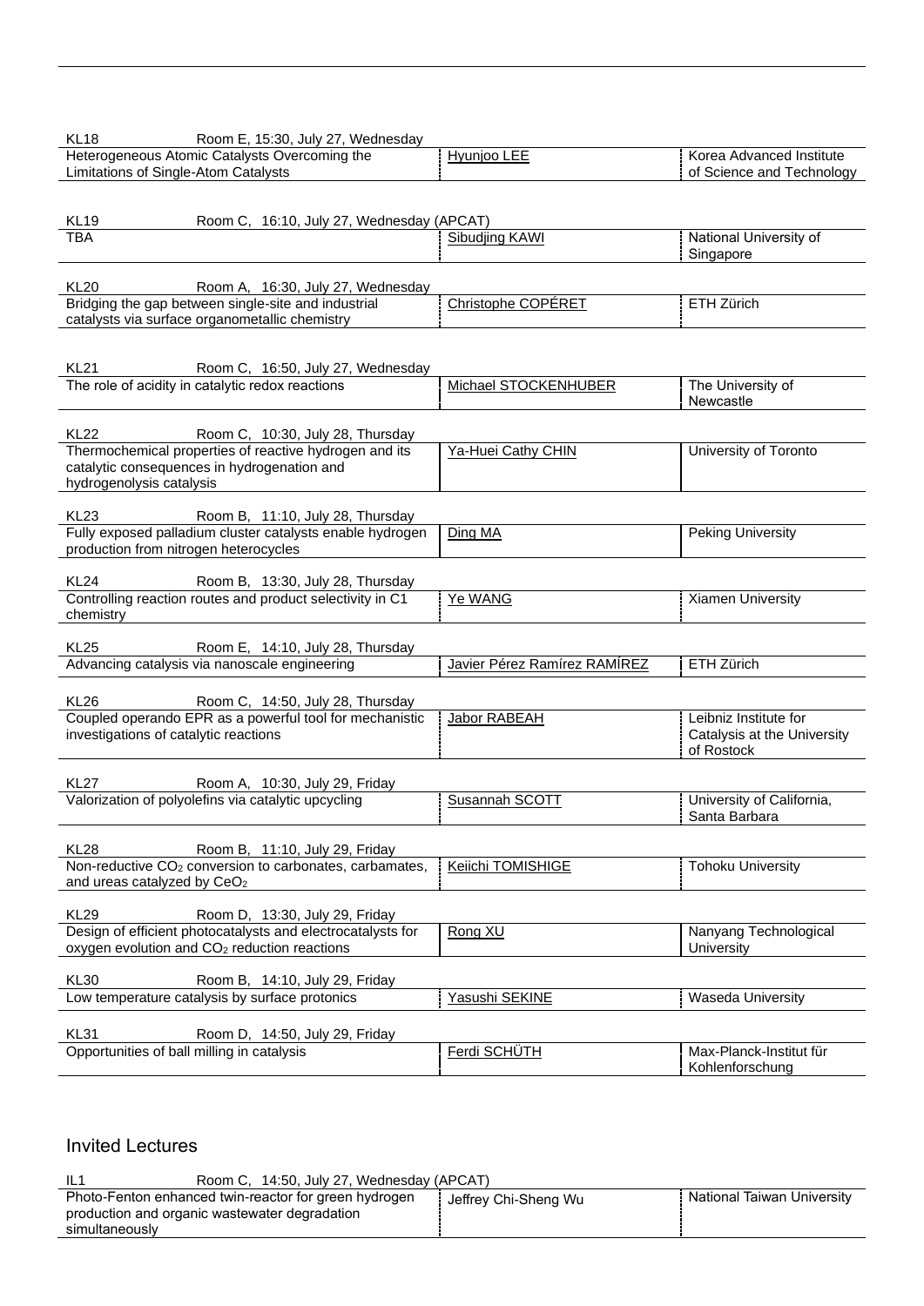| KL18 | Room E, 15:30, July 27, Wednesday | |
|---|---|---|
| Heterogeneous Atomic Catalysts Overcoming the Limitations of Single-Atom Catalysts | Hyunjoo LEE | Korea Advanced Institute of Science and Technology |

| KL19 | Room C, 16:10, July 27, Wednesday (APCAT) | |
|---|---|---|
| TBA | Sibudjing KAWI | National University of Singapore |

| KL20 | Room A, 16:30, July 27, Wednesday | |
|---|---|---|
| Bridging the gap between single-site and industrial catalysts via surface organometallic chemistry | Christophe COPÉRET | ETH Zürich |

| KL21 | Room C, 16:50, July 27, Wednesday | |
|---|---|---|
| The role of acidity in catalytic redox reactions | Michael STOCKENHUBER | The University of Newcastle |

| KL22 | Room C, 10:30, July 28, Thursday | |
|---|---|---|
| Thermochemical properties of reactive hydrogen and its catalytic consequences in hydrogenation and hydrogenolysis catalysis | Ya-Huei Cathy CHIN | University of Toronto |

| KL23 | Room B, 11:10, July 28, Thursday | |
|---|---|---|
| Fully exposed palladium cluster catalysts enable hydrogen production from nitrogen heterocycles | Ding MA | Peking University |

| KL24 | Room B, 13:30, July 28, Thursday | |
|---|---|---|
| Controlling reaction routes and product selectivity in C1 chemistry | Ye WANG | Xiamen University |

| KL25 | Room E, 14:10, July 28, Thursday | |
|---|---|---|
| Advancing catalysis via nanoscale engineering | Javier Pérez Ramírez RAMÍREZ | ETH Zürich |

| KL26 | Room C, 14:50, July 28, Thursday | |
|---|---|---|
| Coupled operando EPR as a powerful tool for mechanistic investigations of catalytic reactions | Jabor RABEAH | Leibniz Institute for Catalysis at the University of Rostock |

| KL27 | Room A, 10:30, July 29, Friday | |
|---|---|---|
| Valorization of polyolefins via catalytic upcycling | Susannah SCOTT | University of California, Santa Barbara |

| KL28 | Room B, 11:10, July 29, Friday | |
|---|---|---|
| Non-reductive $CO_2$ conversion to carbonates, carbamates, and ureas catalyzed by $CeO_2$ | Keiichi TOMISHIGE | Tohoku University |

| KL29 | Room D, 13:30, July 29, Friday | |
|---|---|---|
| Design of efficient photocatalysts and electrocatalysts for oxygen evolution and $CO_2$ reduction reactions | Rong XU | Nanyang Technological University |

| KL30 | Room B, 14:10, July 29, Friday | |
|---|---|---|
| Low temperature catalysis by surface protonics | Yasushi SEKINE | Waseda University |

| KL31 | Room D, 14:50, July 29, Friday | |
|---|---|---|
| Opportunities of ball milling in catalysis | Ferdi SCHÜTH | Max-Planck-Institut für Kohlenforschung |

## Invited Lectures

| IL1 | Room C, 14:50, July 27, Wednesday (APCAT) | |
|---|---|---|
| Photo-Fenton enhanced twin-reactor for green hydrogen production and organic wastewater degradation simultaneously | Jeffrey Chi-Sheng Wu | National Taiwan University |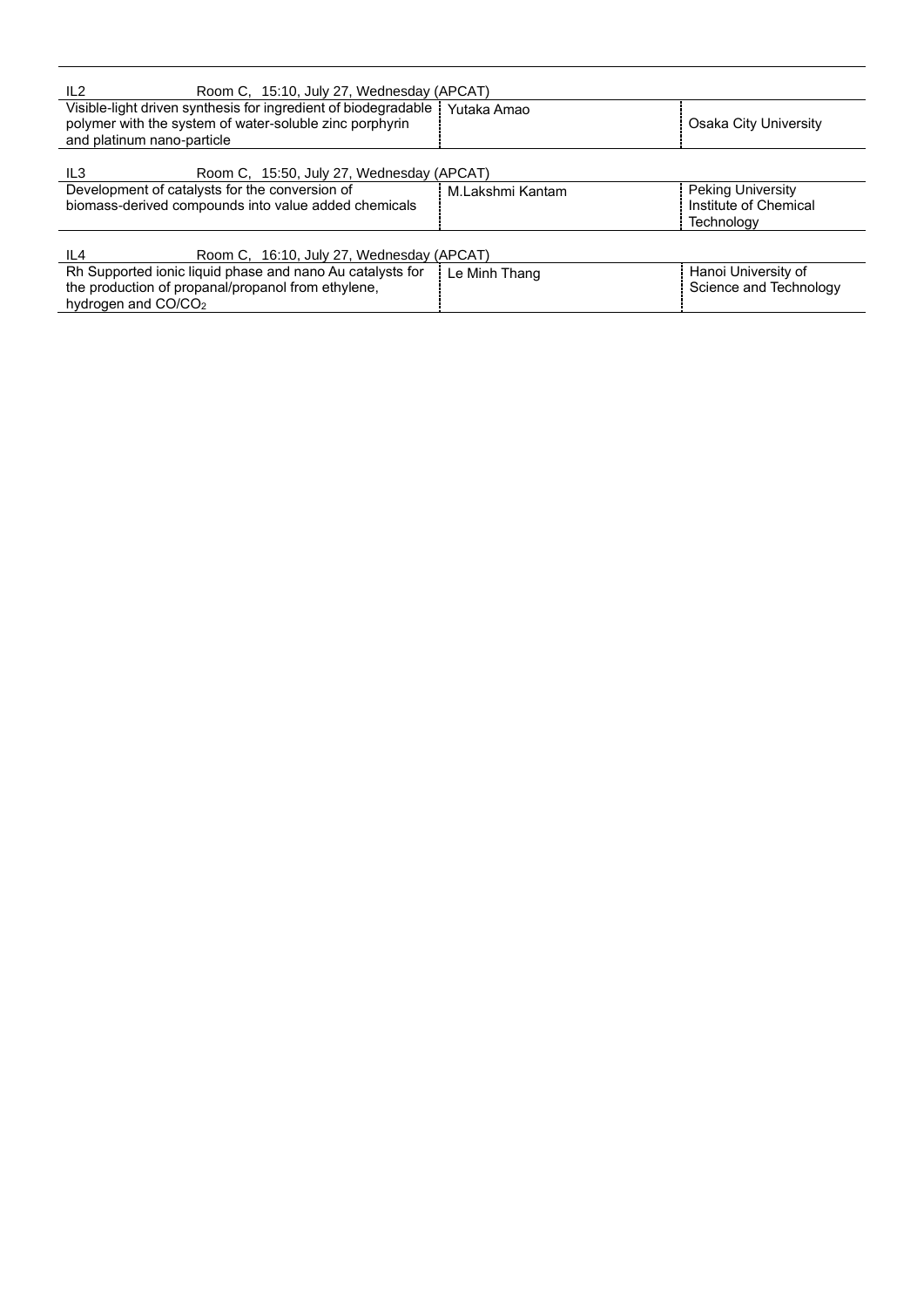IL2 Room C, 15:10, July 27, Wednesday (APCAT)

| | | |
|---|---|---|
| Visible-light driven synthesis for ingredient of biodegradable polymer with the system of water-soluble zinc porphyrin and platinum nano-particle | Yutaka Amao | Osaka City University |

IL3 Room C, 15:50, July 27, Wednesday (APCAT)

| | | |
|---|---|---|
| Development of catalysts for the conversion of biomass-derived compounds into value added chemicals | M.Lakshmi Kantam | Peking University Institute of Chemical Technology |

IL4 Room C, 16:10, July 27, Wednesday (APCAT)

| | | |
|---|---|---|
| Rh Supported ionic liquid phase and nano Au catalysts for the production of propanal/propanol from ethylene, hydrogen and $CO/CO_2$ | Le Minh Thang | Hanoi University of Science and Technology |